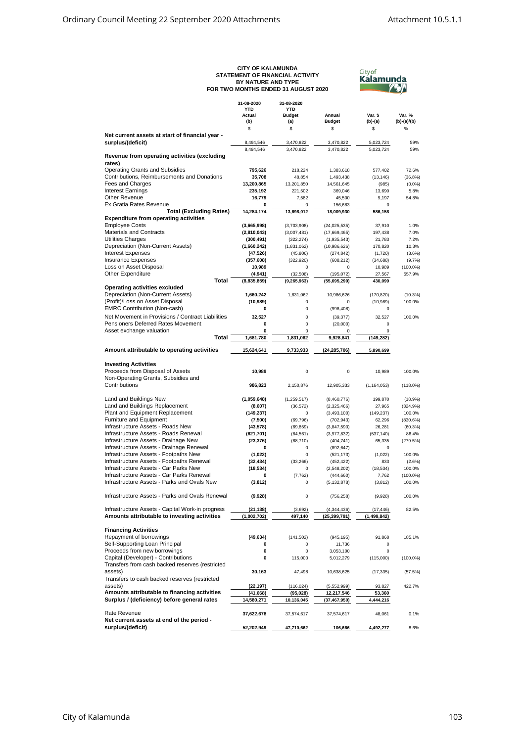# CITY OF KALAMUNDA
## STATEMENT OF FINANCIAL ACTIVITY
## BY NATURE AND TYPE
## FOR TWO MONTHS ENDED 31 AUGUST 2020

| | 31-08-2020 YTD Actual (b) | 31-08-2020 YTD Budget (a) | Annual Budget | Var. $ (b)-(a) | Var. % (b)-(a)/(b) |
|---|---|---|---|---|---|
| | $ | $ | $ | $ | % |
| **Net current assets at start of financial year - surplus/(deficit)** | 8,494,546 | 3,470,822 | 3,470,822 | 5,023,724 | 59% |
| | 8,494,546 | 3,470,822 | 3,470,822 | 5,023,724 | 59% |
| **Revenue from operating activities (excluding rates)** | | | | | |
| Operating Grants and Subsidies | **795,626** | 218,224 | 1,383,618 | 577,402 | 72.6% |
| Contributions, Reimbursements and Donations | **35,708** | 48,854 | 1,493,438 | (13,146) | (36.8%) |
| Fees and Charges | **13,200,865** | 13,201,850 | 14,561,645 | (985) | (0.0%) |
| Interest Earnings | **235,192** | 221,502 | 369,046 | 13,690 | 5.8% |
| Other Revenue | **16,779** | 7,582 | 45,500 | 9,197 | 54.8% |
| Ex Gratia Rates Revenue | **0** | 0 | 156,683 | 0 | |
| **Total (Excluding Rates)** | **14,284,174** | **13,698,012** | **18,009,930** | **586,158** | |
| **Expenditure from operating activities** | | | | | |
| Employee Costs | **(3,665,998)** | (3,703,908) | (24,025,535) | 37,910 | 1.0% |
| Materials and Contracts | **(2,810,043)** | (3,007,481) | (17,669,465) | 197,438 | 7.0% |
| Utilities Charges | **(300,491)** | (322,274) | (1,935,543) | 21,783 | 7.2% |
| Depreciation (Non-Current Assets) | **(1,660,242)** | (1,831,062) | (10,986,626) | 170,820 | 10.3% |
| Interest Expenses | **(47,526)** | (45,806) | (274,842) | (1,720) | (3.6%) |
| Insurance Expenses | **(357,608)** | (322,920) | (608,212) | (34,688) | (9.7%) |
| Loss on Asset Disposal | **10,989** | 0 | 0 | 10,989 | (100.0%) |
| Other Expenditure | **(4,941)** | (32,508) | (195,072) | 27,567 | 557.9% |
| **Total** | **(8,835,859)** | **(9,265,963)** | **(55,695,299)** | **430,099** | |
| **Operating activities excluded** | | | | | |
| Depreciation (Non-Current Assets) | **1,660,242** | 1,831,062 | 10,986,626 | (170,820) | (10.3%) |
| (Profit)/Loss on Asset Disposal | **(10,989)** | 0 | 0 | (10,989) | 100.0% |
| EMRC Contribution (Non-cash) | **0** | 0 | (998,408) | 0 | |
| Net Movement in Provisions / Contract Liabilities | **32,527** | 0 | (39,377) | 32,527 | 100.0% |
| Pensioners Deferred Rates Movement | **0** | 0 | (20,000) | 0 | |
| Asset exchange valuation | **0** | 0 | 0 | 0 | |
| **Total** | **1,681,780** | **1,831,062** | **9,928,841** | **(149,282)** | |
| **Amount attributable to operating activities** | **15,624,641** | **9,733,933** | **(24,285,706)** | **5,890,699** | |
| **Investing Activities** | | | | | |
| Proceeds from Disposal of Assets | **10,989** | 0 | 0 | 10,989 | 100.0% |
| Non-Operating Grants, Subsidies and Contributions | **986,823** | 2,150,876 | 12,905,333 | (1,164,053) | (118.0%) |
| Land and Buildings New | **(1,059,648)** | (1,259,517) | (8,460,776) | 199,870 | (18.9%) |
| Land and Buildings Replacement | **(8,607)** | (36,572) | (2,325,466) | 27,965 | (324.9%) |
| Plant and Equipment Replacement | **(149,237)** | 0 | (3,493,100) | (149,237) | 100.0% |
| Furniture and Equipment | **(7,500)** | (69,796) | (702,943) | 62,296 | (830.6%) |
| Infrastructure Assets - Roads New | **(43,578)** | (69,859) | (3,847,590) | 26,281 | (60.3%) |
| Infrastructure Assets - Roads Renewal | **(621,701)** | (84,561) | (3,977,832) | (537,140) | 86.4% |
| Infrastructure Assets - Drainage New | **(23,376)** | (88,710) | (404,741) | 65,335 | (279.5%) |
| Infrastructure Assets - Drainage Renewal | **0** | 0 | (892,647) | 0 | |
| Infrastructure Assets - Footpaths New | **(1,022)** | 0 | (521,173) | (1,022) | 100.0% |
| Infrastructure Assets - Footpaths Renewal | **(32,434)** | (33,266) | (452,422) | 833 | (2.6%) |
| Infrastructure Assets - Car Parks New | **(18,534)** | 0 | (2,548,202) | (18,534) | 100.0% |
| Infrastructure Assets - Car Parks Renewal | **0** | (7,762) | (444,660) | 7,762 | (100.0%) |
| Infrastructure Assets - Parks and Ovals New | **(3,812)** | 0 | (5,132,878) | (3,812) | 100.0% |
| Infrastructure Assets - Parks and Ovals Renewal | **(9,928)** | 0 | (756,258) | (9,928) | 100.0% |
| Infrastructure Assets - Capital Work-in progress | **(21,138)** | (3,692) | (4,344,436) | (17,446) | 82.5% |
| **Amounts attributable to investing activities** | **(1,002,702)** | **497,140** | **(25,399,791)** | **(1,499,842)** | |
| **Financing Activities** | | | | | |
| Repayment of borrowings | **(49,634)** | (141,502) | (945,195) | 91,868 | 185.1% |
| Self-Supporting Loan Principal | **0** | 0 | 11,736 | 0 | |
| Proceeds from new borrowings | **0** | 0 | 3,053,100 | 0 | |
| Capital (Developer) - Contributions | **0** | 115,000 | 5,012,279 | (115,000) | (100.0%) |
| Transfers from cash backed reserves (restricted assets) | **30,163** | 47,498 | 10,638,625 | (17,335) | (57.5%) |
| Transfers to cash backed reserves (restricted assets) | **(22,197)** | (116,024) | (5,552,999) | 93,827 | 422.7% |
| **Amounts attributable to financing activities** | **(41,668)** | **(95,028)** | **12,217,546** | **53,360** | |
| **Surplus / (deficiency) before general rates** | **14,580,271** | **10,136,045** | **(37,467,950)** | **4,444,216** | |
| Rate Revenue | **37,622,678** | 37,574,617 | 37,574,617 | 48,061 | 0.1% |
| **Net current assets at end of the period - surplus/(deficit)** | **52,202,949** | **47,710,662** | **106,666** | **4,492,277** | 8.6% |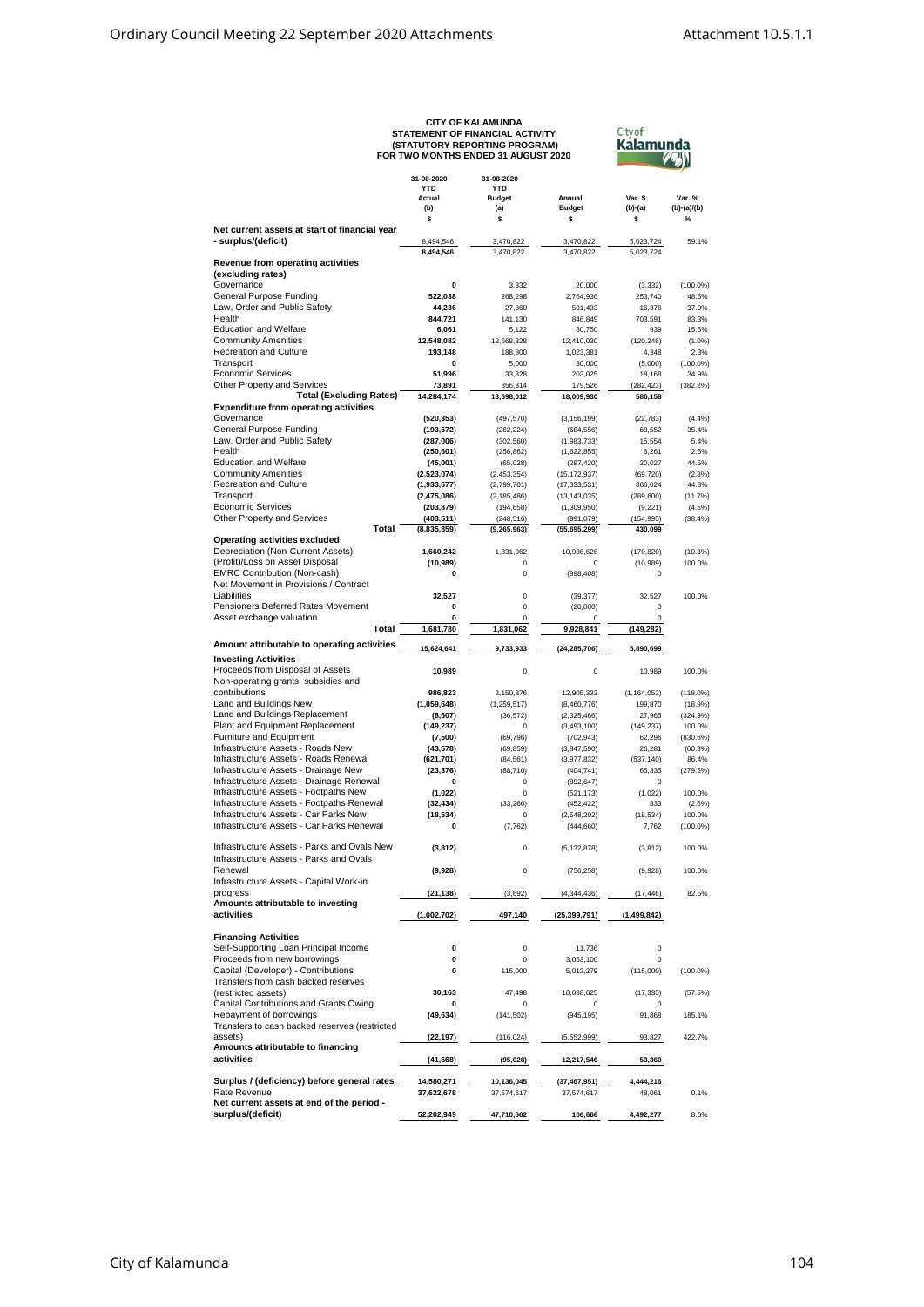# CITY OF KALAMUNDA
## STATEMENT OF FINANCIAL ACTIVITY
## (STATUTORY REPORTING PROGRAM)
## FOR TWO MONTHS ENDED 31 AUGUST 2020

| | 31-08-2020 YTD Actual (b) $ | 31-08-2020 YTD Budget (a) $ | Annual Budget $ | Var. $ (b)-(a) $ | Var. % (b)-(a)/(b) % |
|---|---|---|---|---|---|
| **Net current assets at start of financial year - surplus/(deficit)** | 8,494,546 | 3,470,822 | 3,470,822 | 5,023,724 | 59.1% |
| | **8,494,546** | 3,470,822 | 3,470,822 | 5,023,724 | |
| **Revenue from operating activities (excluding rates)** | | | | | |
| Governance | **0** | 3,332 | 20,000 | (3,332) | (100.0%) |
| General Purpose Funding | **522,038** | 268,298 | 2,764,936 | 253,740 | 48.6% |
| Law, Order and Public Safety | **44,236** | 27,860 | 501,433 | 16,376 | 37.0% |
| Health | **844,721** | 141,130 | 846,849 | 703,591 | 83.3% |
| Education and Welfare | **6,061** | 5,122 | 30,750 | 939 | 15.5% |
| Community Amenities | **12,548,082** | 12,668,328 | 12,410,030 | (120,246) | (1.0%) |
| Recreation and Culture | **193,148** | 188,800 | 1,023,381 | 4,348 | 2.3% |
| Transport | **0** | 5,000 | 30,000 | (5,000) | (100.0%) |
| Economic Services | **51,996** | 33,828 | 203,025 | 18,168 | 34.9% |
| Other Property and Services | **73,891** | 356,314 | 179,526 | (282,423) | (382.2%) |
| **Total (Excluding Rates)** | **14,284,174** | 13,698,012 | 18,009,930 | **586,158** | |
| **Expenditure from operating activities** | | | | | |
| Governance | **(520,353)** | (497,570) | (3,156,199) | (22,783) | (4.4%) |
| General Purpose Funding | **(193,672)** | (262,224) | (684,556) | 68,552 | 35.4% |
| Law, Order and Public Safety | **(287,006)** | (302,560) | (1,983,733) | 15,554 | 5.4% |
| Health | **(250,601)** | (256,862) | (1,622,855) | 6,261 | 2.5% |
| Education and Welfare | **(45,001)** | (65,028) | (297,420) | 20,027 | 44.5% |
| Community Amenities | **(2,523,074)** | (2,453,354) | (15,172,937) | (69,720) | (2.8%) |
| Recreation and Culture | **(1,933,677)** | (2,799,701) | (17,333,531) | 866,024 | 44.8% |
| Transport | **(2,475,086)** | (2,185,486) | (13,143,035) | (289,600) | (11.7%) |
| Economic Services | **(203,879)** | (194,658) | (1,309,950) | (9,221) | (4.5%) |
| Other Property and Services | **(403,511)** | (248,516) | (991,079) | (154,995) | (38.4%) |
| **Total** | **(8,835,859)** | (9,265,963) | (55,695,299) | **430,099** | |
| **Operating activities excluded** | | | | | |
| Depreciation (Non-Current Assets) | **1,660,242** | 1,831,062 | 10,986,626 | (170,820) | (10.3%) |
| (Profit)/Loss on Asset Disposal | **(10,989)** | 0 | 0 | (10,989) | 100.0% |
| EMRC Contribution (Non-cash) | **0** | 0 | (998,408) | 0 | |
| Net Movement in Provisions / Contract Liabilities | **32,527** | 0 | (39,377) | 32,527 | 100.0% |
| Pensioners Deferred Rates Movement | **0** | 0 | (20,000) | 0 | |
| Asset exchange valuation | **0** | 0 | 0 | 0 | |
| **Total** | **1,681,780** | **1,831,062** | **9,928,841** | **(149,282)** | |
| **Amount attributable to operating activities** | **15,624,641** | 9,733,933 | (24,285,706) | **5,890,699** | |
| **Investing Activities** | | | | | |
| Proceeds from Disposal of Assets | **10,989** | 0 | 0 | 10,989 | 100.0% |
| Non-operating grants, subsidies and contributions | **986,823** | 2,150,876 | 12,905,333 | (1,164,053) | (118.0%) |
| Land and Buildings New | **(1,059,648)** | (1,259,517) | (8,460,776) | 199,870 | (18.9%) |
| Land and Buildings Replacement | **(8,607)** | (36,572) | (2,325,466) | 27,965 | (324.9%) |
| Plant and Equipment Replacement | **(149,237)** | 0 | (3,493,100) | (149,237) | 100.0% |
| Furniture and Equipment | **(7,500)** | (69,796) | (702,943) | 62,296 | (830.6%) |
| Infrastructure Assets - Roads New | **(43,578)** | (69,859) | (3,847,590) | 26,281 | (60.3%) |
| Infrastructure Assets - Roads Renewal | **(621,701)** | (84,561) | (3,977,832) | (537,140) | 86.4% |
| Infrastructure Assets - Drainage New | **(23,376)** | (88,710) | (404,741) | 65,335 | (279.5%) |
| Infrastructure Assets - Drainage Renewal | **0** | 0 | (892,647) | 0 | |
| Infrastructure Assets - Footpaths New | **(1,022)** | 0 | (521,173) | (1,022) | 100.0% |
| Infrastructure Assets - Footpaths Renewal | **(32,434)** | (33,266) | (452,422) | 833 | (2.6%) |
| Infrastructure Assets - Car Parks New | **(18,534)** | 0 | (2,548,202) | (18,534) | 100.0% |
| Infrastructure Assets - Car Parks Renewal | **0** | (7,762) | (444,660) | 7,762 | (100.0%) |
| Infrastructure Assets - Parks and Ovals New | **(3,812)** | 0 | (5,132,878) | (3,812) | 100.0% |
| Infrastructure Assets - Parks and Ovals Renewal | **(9,928)** | 0 | (756,258) | (9,928) | 100.0% |
| Infrastructure Assets - Capital Work-in progress | **(21,138)** | (3,692) | (4,344,436) | (17,446) | 82.5% |
| **Amounts attributable to investing activities** | **(1,002,702)** | 497,140 | (25,399,791) | (1,499,842) | |
| **Financing Activities** | | | | | |
| Self-Supporting Loan Principal Income | **0** | 0 | 11,736 | 0 | |
| Proceeds from new borrowings | **0** | 0 | 3,053,100 | 0 | |
| Capital (Developer) - Contributions | **0** | 115,000 | 5,012,279 | (115,000) | (100.0%) |
| Transfers from cash backed reserves (restricted assets) | **30,163** | 47,498 | 10,638,625 | (17,335) | (57.5%) |
| Capital Contributions and Grants Owing | **0** | 0 | 0 | 0 | |
| Repayment of borrowings | **(49,634)** | (141,502) | (945,195) | 91,868 | 185.1% |
| Transfers to cash backed reserves (restricted assets) | **(22,197)** | (116,024) | (5,552,999) | 93,827 | 422.7% |
| **Amounts attributable to financing activities** | **(41,668)** | (95,028) | 12,217,546 | 53,360 | |
| **Surplus / (deficiency) before general rates** | **14,580,271** | 10,136,045 | (37,467,951) | 4,444,216 | |
| Rate Revenue | **37,622,678** | 37,574,617 | 37,574,617 | 48,061 | 0.1% |
| **Net current assets at end of the period - surplus/(deficit)** | **52,202,949** | 47,710,662 | 106,666 | 4,492,277 | 8.6% |